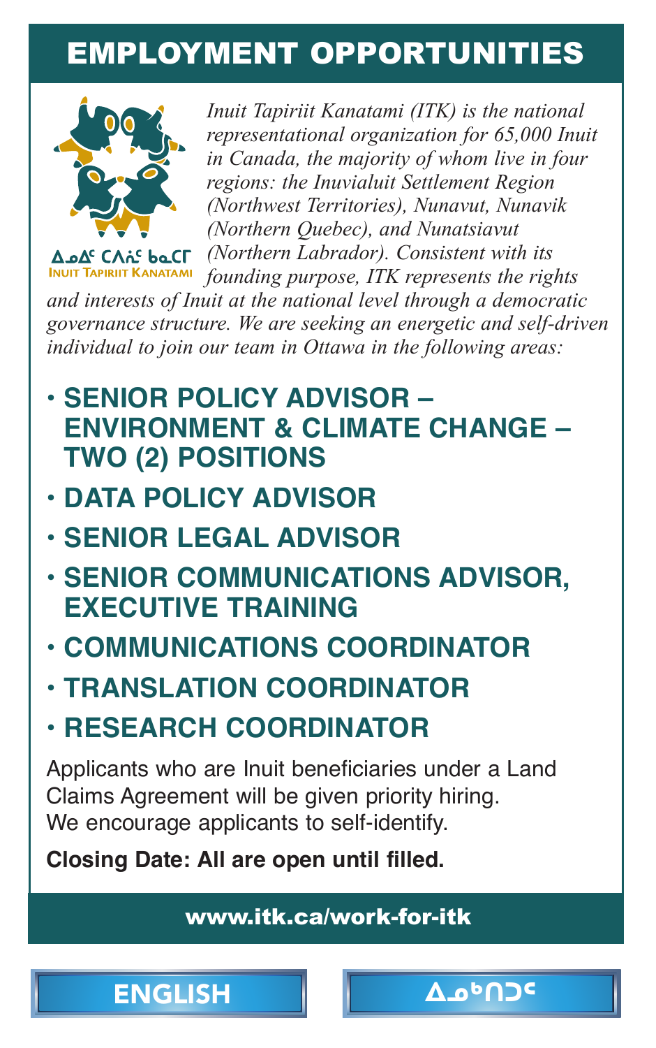# EMPLOYMENT OPPORTUNITIES

ᐃᓄᐃᑦ ᑕᐱᕇᑦ ᑲᓇᑕᒥ
INUIT TAPIRIIT KANATAMI

*Inuit Tapiriit Kanatami (ITK) is the national representational organization for 65,000 Inuit in Canada, the majority of whom live in four regions: the Inuvialuit Settlement Region (Northwest Territories), Nunavut, Nunavik (Northern Quebec), and Nunatsiavut (Northern Labrador). Consistent with its founding purpose, ITK represents the rights and interests of Inuit at the national level through a democratic governance structure. We are seeking an energetic and self-driven individual to join our team in Ottawa in the following areas:*

- **SENIOR POLICY ADVISOR – ENVIRONMENT & CLIMATE CHANGE – TWO (2) POSITIONS**
- **DATA POLICY ADVISOR**
- **SENIOR LEGAL ADVISOR**
- **SENIOR COMMUNICATIONS ADVISOR, EXECUTIVE TRAINING**
- **COMMUNICATIONS COORDINATOR**
- **TRANSLATION COORDINATOR**
- **RESEARCH COORDINATOR**

Applicants who are Inuit beneficiaries under a Land Claims Agreement will be given priority hiring. We encourage applicants to self-identify.

**Closing Date: All are open until filled.**

**www.itk.ca/work-for-itk**

ENGLISH ᐃᓄᒃᑎᑐᑦ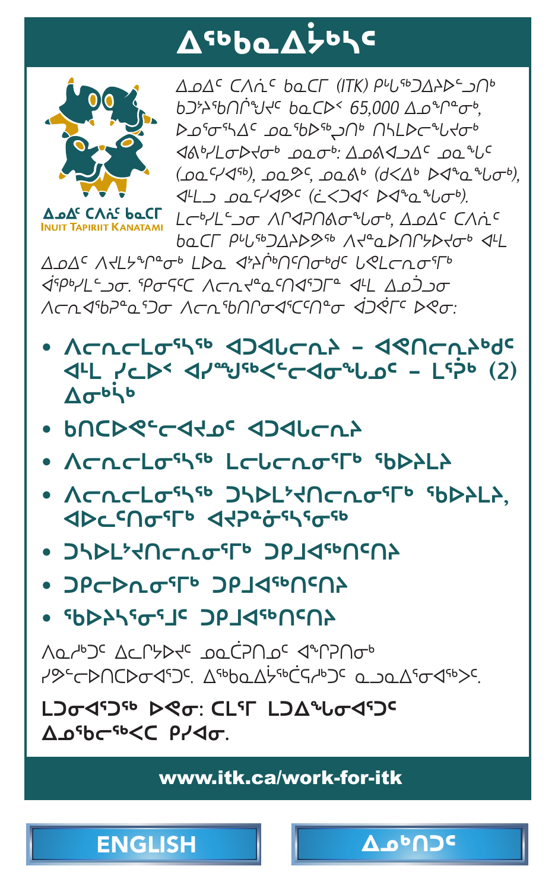# ᐃᖅᑲᓇᐃᔮᖃᕐᓂᖅ

ᐃᓄᐃᑦ ᑕᐱᕇᑦ ᑲᓇᑕᒥ (ITK) ᑭᒡᒐᖅᑐᐃᔨᐅᓪᓗᑎᒃ ᑲᑐᔾᔨᖃᑎᒌᖑᔪᑦ ᑲᓇᑕᐅᑉ 65,000 ᐃᓄᖏᓐᓂᒃ, ᐅᓄᕐᓂᖕᓴᐃᑦ ᓄᓇᖃᕐᕕᐅᖕᓗᑎᒃ ᑎᓴᒪᐅᑕᖕᒐᔪᓂᒃ ᐊᕕᒃᓯᒪᓂᐅᔪᓂᒃ ᓄᓇᓂᒃ: ᐃᓄᕕᐊᓗᐃᑦ ᓄᓇᖓᑦ (ᓄᓇᓯᐊᖅ), ᓄᓇᕗᑦ, ᓄᓇᕕᒃ (ᑯᐸᒃ ᐅᐊᓐᓇᖓᓂᒃ), ᐊᒻᒪᓗ ᓄᓇᑦᓯᐊᕗᑦ (ᓛᐸᑐᐊᑉ ᐅᐊᓐᓇᖓᓂᒃ). ᒪᓕᒃᓯᒪᓪᓗᓂ ᐱᒋᐊᕈᑎᕕᓂᖓᓂᒃ, ᐃᓄᐃᑦ ᑕᐱᕇᑦ ᑲᓇᑕᒥ ᑭᒡᒐᖅᑐᐃᔨᐅᕗᖅ ᐱᔪᓐᓇᐅᑎᒋᔭᐅᔪᓂᒃ ᐊᒻᒪ ᐃᓄᐃᑦ ᐱᔪᒪᔾᔪᖏᓐᓂᒃ ᒪᑭᓇ ᐊᔾᔨᒋᒃᑎᑦᑎᓂᒃᑯᑦ ᒐᕙᒪᓕᕆᓂᕐᒥᒃ ᐋᕿᒃᓯᒪᓪᓗᓂ. ᕿᓂᕋᑦᑕ ᐱᓕᕆᐊᓐᓇᑦᑎᐊᕐᑐᒥᓐ ᐊᒻᒪ ᐃᓅᓗᓂ ᐱᓕᕆᐊᒃᑭᓐᓇᖅᑐᓂ ᐱᓕᕆᒃᑎᑎᓂᐊᑦᑕᑦᑎᓐᓂ ᐋᖅᑯᐃᒥᑦ ᐅᕙᓂ:

- ᐱᓕᕆᓕᒪᓂᖅᓴᖅ ᐊᕆᐊᒐᓕᕆᔨ – ᐊᕙᑎᓕᕆᔨᒃᑯᑦ ᐊᒻᒪ ᓯᓚᐅᑉ ᐊᓯᙶᖅᐸᓪᓕᐊᓂᖓᓄᑦ – ᒪᕐᕉᒃ (2) ᐃᓂᒃᓵᒃ
- ᑲᑎᑕᐅᕙᓪᓕᐊᔪᓄᑦ ᐊᕆᐊᒐᓕᕆᔨ
- ᐱᓕᕆᓕᒪᓂᖅᓴᖅ ᒪᓕᒐᓕᕆᓂᕐᒥᒃ ᖃᐅᔨᒪᔨ
- ᐱᓕᕆᓕᒪᓂᖅᓴᖅ ᑐᓴᐅᒪᔾᔪᑎᓕᕆᓂᕐᒥᒃ ᖃᐅᔨᒪᔨ, ᐊᐅᓚᑦᑎᓂᕐᒥᒃ ᐊᔪᕿᓐᓂᖅᓴᕐᓂᖅ
- ᑐᓴᐅᒪᔾᔪᑎᓕᕆᓂᕐᒥᒃ ᑐᑭᓯᐊᖅᑎᑦᑎᔨ
- ᑐᑭᓕᐅᕆᓂᕐᒥᒃ ᑐᑭᓯᐊᖅᑎᑦᑎᔨ
- ᖃᐅᔨᓴᕐᓂᕐᒧᑦ ᑐᑭᓯᐊᖅᑎᑦᑎᔨ

ᐱᓇᓱᒃᑐᑦ ᐃᓚᒋᔭᐅᔪᑦ ᓄᓇᖑᐊᓕᐅᕈᑎᓄᑦ ᐊᖏᕈᑎᓂᒃ ᓯᕗᓪᓕᐅᑎᑕᐅᓂᐊᕐᑐᑦ. ᐃᖅᑲᓇᐃᔭᖅᑖᕐᓯᒍᑦ ᓇᓗᓇᐃᕐᓂᐊᖅᐳᑦ.

**ᒪᑐᓂᐊᕐᑐᖅ ᐅᕙᓂ: ᑕᒪᕐᒥ ᒪᑐᐃᖓᓂᐊᕐᑐᑦ ᐃᓄᖅᑲᓕᖅᐸᑕ ᑭᓯᐊᓂ.**

www.itk.ca/work-for-itk

ENGLISH | ᐃᓄᒃᑎᑐᑦ